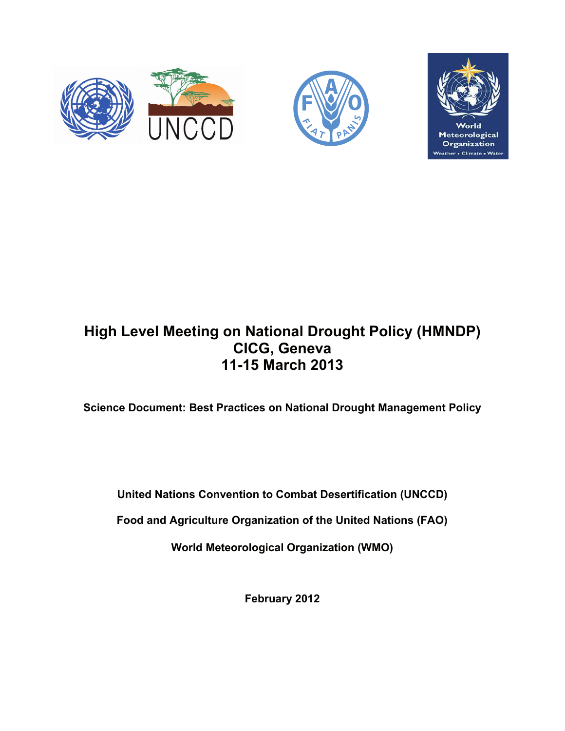# High Level Meeting on National Drought Policy (HMNDP)
# CICG, Geneva
# 11-15 March 2013

**Science Document: Best Practices on National Drought Management Policy**

**United Nations Convention to Combat Desertification (UNCCD)**

**Food and Agriculture Organization of the United Nations (FAO)**

**World Meteorological Organization (WMO)**

**February 2012**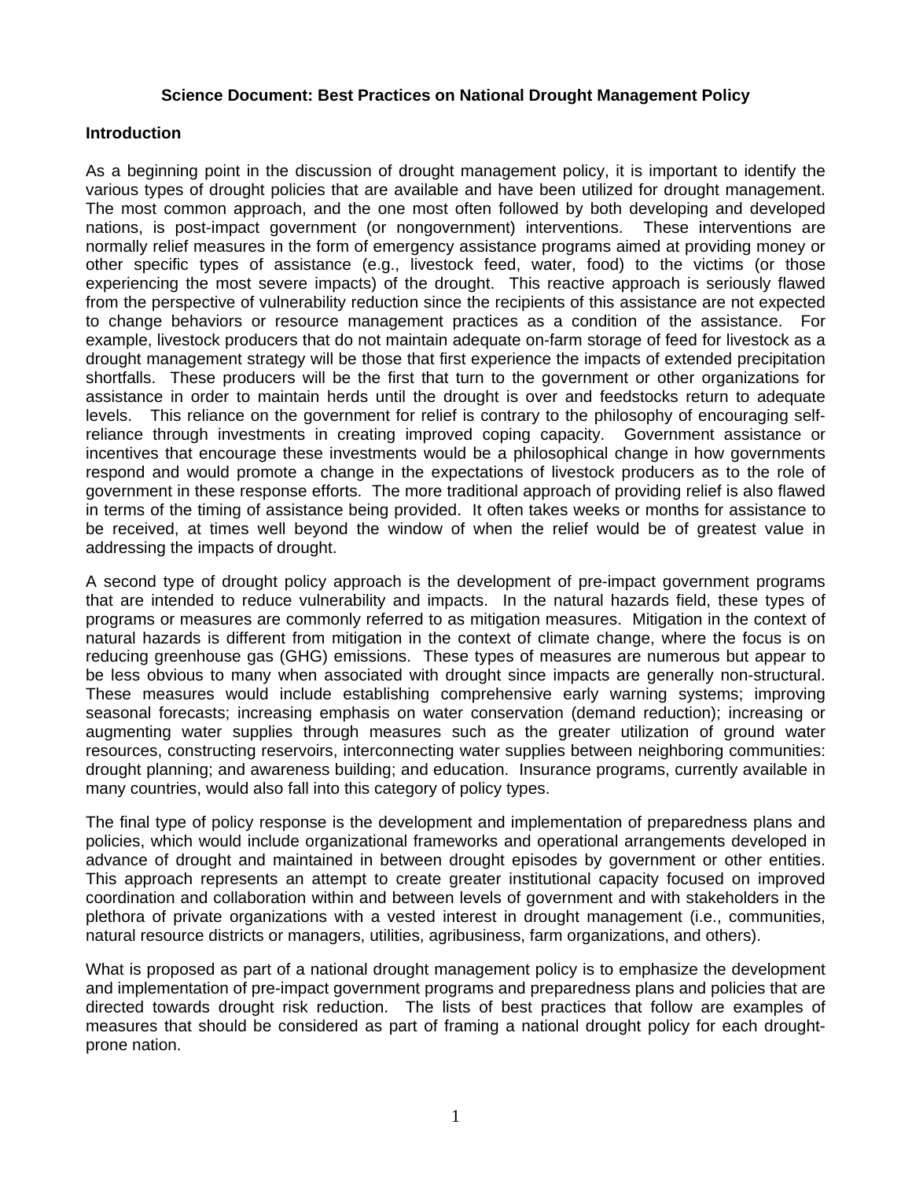**Science Document: Best Practices on National Drought Management Policy**

**Introduction**

As a beginning point in the discussion of drought management policy, it is important to identify the various types of drought policies that are available and have been utilized for drought management. The most common approach, and the one most often followed by both developing and developed nations, is post-impact government (or nongovernment) interventions. These interventions are normally relief measures in the form of emergency assistance programs aimed at providing money or other specific types of assistance (e.g., livestock feed, water, food) to the victims (or those experiencing the most severe impacts) of the drought. This reactive approach is seriously flawed from the perspective of vulnerability reduction since the recipients of this assistance are not expected to change behaviors or resource management practices as a condition of the assistance. For example, livestock producers that do not maintain adequate on-farm storage of feed for livestock as a drought management strategy will be those that first experience the impacts of extended precipitation shortfalls. These producers will be the first that turn to the government or other organizations for assistance in order to maintain herds until the drought is over and feedstocks return to adequate levels. This reliance on the government for relief is contrary to the philosophy of encouraging self-reliance through investments in creating improved coping capacity. Government assistance or incentives that encourage these investments would be a philosophical change in how governments respond and would promote a change in the expectations of livestock producers as to the role of government in these response efforts. The more traditional approach of providing relief is also flawed in terms of the timing of assistance being provided. It often takes weeks or months for assistance to be received, at times well beyond the window of when the relief would be of greatest value in addressing the impacts of drought.

A second type of drought policy approach is the development of pre-impact government programs that are intended to reduce vulnerability and impacts. In the natural hazards field, these types of programs or measures are commonly referred to as mitigation measures. Mitigation in the context of natural hazards is different from mitigation in the context of climate change, where the focus is on reducing greenhouse gas (GHG) emissions. These types of measures are numerous but appear to be less obvious to many when associated with drought since impacts are generally non-structural. These measures would include establishing comprehensive early warning systems; improving seasonal forecasts; increasing emphasis on water conservation (demand reduction); increasing or augmenting water supplies through measures such as the greater utilization of ground water resources, constructing reservoirs, interconnecting water supplies between neighboring communities: drought planning; and awareness building; and education. Insurance programs, currently available in many countries, would also fall into this category of policy types.

The final type of policy response is the development and implementation of preparedness plans and policies, which would include organizational frameworks and operational arrangements developed in advance of drought and maintained in between drought episodes by government or other entities. This approach represents an attempt to create greater institutional capacity focused on improved coordination and collaboration within and between levels of government and with stakeholders in the plethora of private organizations with a vested interest in drought management (i.e., communities, natural resource districts or managers, utilities, agribusiness, farm organizations, and others).

What is proposed as part of a national drought management policy is to emphasize the development and implementation of pre-impact government programs and preparedness plans and policies that are directed towards drought risk reduction. The lists of best practices that follow are examples of measures that should be considered as part of framing a national drought policy for each drought-prone nation.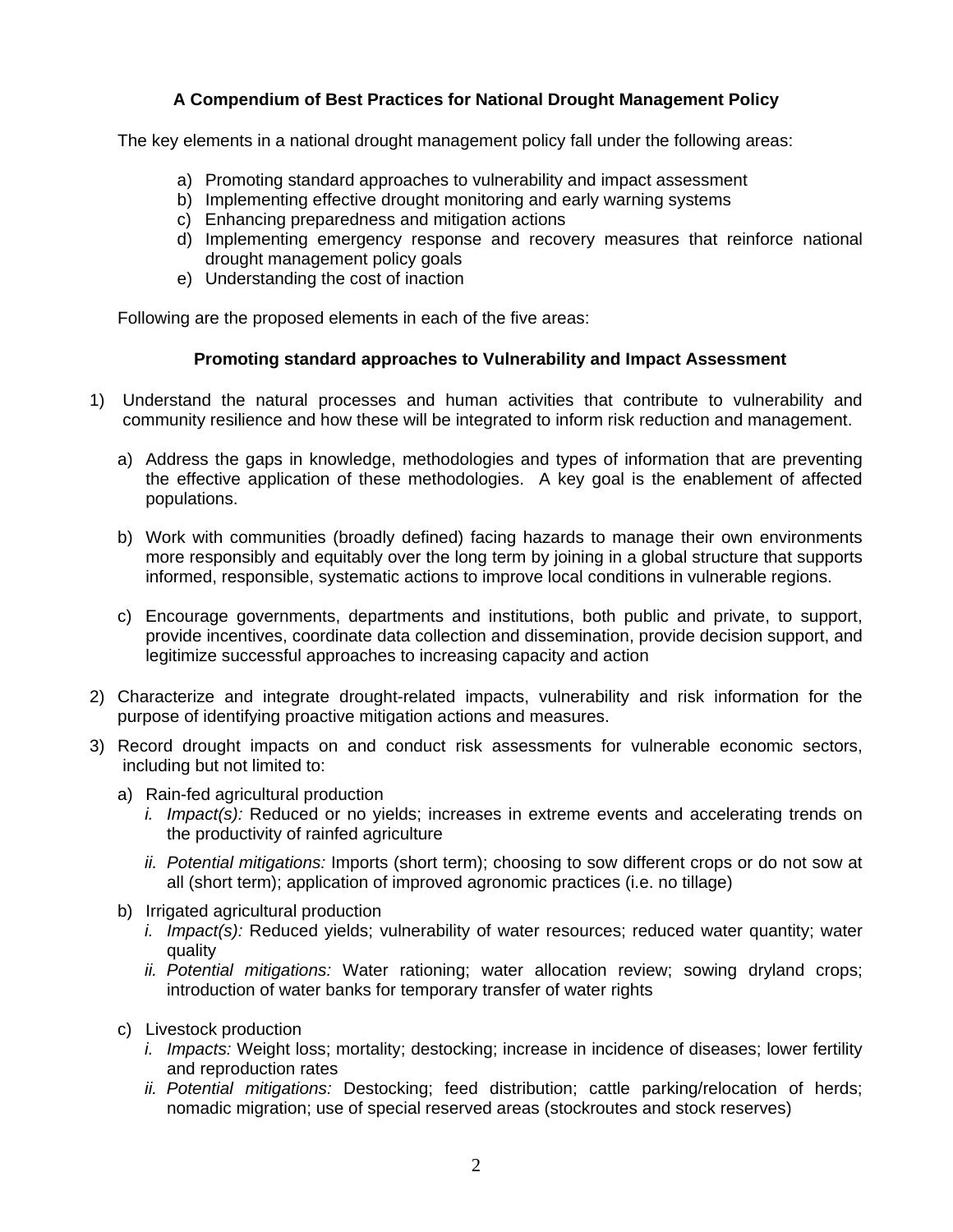## A Compendium of Best Practices for National Drought Management Policy

The key elements in a national drought management policy fall under the following areas:

a) Promoting standard approaches to vulnerability and impact assessment
b) Implementing effective drought monitoring and early warning systems
c) Enhancing preparedness and mitigation actions
d) Implementing emergency response and recovery measures that reinforce national drought management policy goals
e) Understanding the cost of inaction

Following are the proposed elements in each of the five areas:

### Promoting standard approaches to Vulnerability and Impact Assessment

1) Understand the natural processes and human activities that contribute to vulnerability and community resilience and how these will be integrated to inform risk reduction and management.

   a) Address the gaps in knowledge, methodologies and types of information that are preventing the effective application of these methodologies. A key goal is the enablement of affected populations.

   b) Work with communities (broadly defined) facing hazards to manage their own environments more responsibly and equitably over the long term by joining in a global structure that supports informed, responsible, systematic actions to improve local conditions in vulnerable regions.

   c) Encourage governments, departments and institutions, both public and private, to support, provide incentives, coordinate data collection and dissemination, provide decision support, and legitimize successful approaches to increasing capacity and action

2) Characterize and integrate drought-related impacts, vulnerability and risk information for the purpose of identifying proactive mitigation actions and measures.

3) Record drought impacts on and conduct risk assessments for vulnerable economic sectors, including but not limited to:

   a) Rain-fed agricultural production
      i. *Impact(s):* Reduced or no yields; increases in extreme events and accelerating trends on the productivity of rainfed agriculture
      ii. *Potential mitigations:* Imports (short term); choosing to sow different crops or do not sow at all (short term); application of improved agronomic practices (i.e. no tillage)

   b) Irrigated agricultural production
      i. *Impact(s):* Reduced yields; vulnerability of water resources; reduced water quantity; water quality
      ii. *Potential mitigations:* Water rationing; water allocation review; sowing dryland crops; introduction of water banks for temporary transfer of water rights

   c) Livestock production
      i. *Impacts:* Weight loss; mortality; destocking; increase in incidence of diseases; lower fertility and reproduction rates
      ii. *Potential mitigations:* Destocking; feed distribution; cattle parking/relocation of herds; nomadic migration; use of special reserved areas (stockroutes and stock reserves)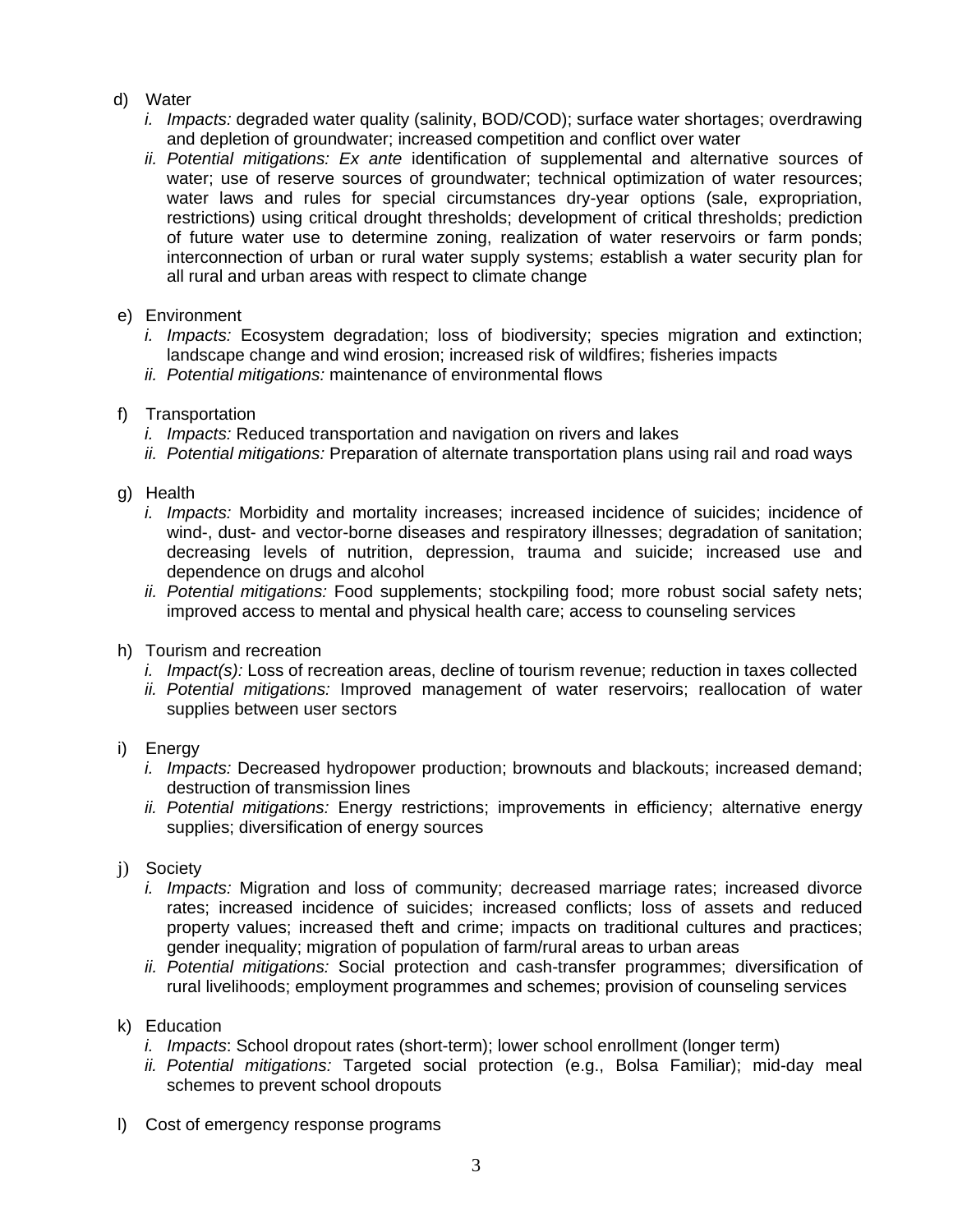d) Water
   i. *Impacts:* degraded water quality (salinity, BOD/COD); surface water shortages; overdrawing and depletion of groundwater; increased competition and conflict over water
   ii. *Potential mitigations: Ex ante* identification of supplemental and alternative sources of water; use of reserve sources of groundwater; technical optimization of water resources; water laws and rules for special circumstances dry-year options (sale, expropriation, restrictions) using critical drought thresholds; development of critical thresholds; prediction of future water use to determine zoning, realization of water reservoirs or farm ponds; interconnection of urban or rural water supply systems; *e*stablish a water security plan for all rural and urban areas with respect to climate change

e) Environment
   i. *Impacts:* Ecosystem degradation; loss of biodiversity; species migration and extinction; landscape change and wind erosion; increased risk of wildfires; fisheries impacts
   ii. *Potential mitigations:* maintenance of environmental flows

f) Transportation
   i. *Impacts:* Reduced transportation and navigation on rivers and lakes
   ii. *Potential mitigations:* Preparation of alternate transportation plans using rail and road ways

g) Health
   i. *Impacts:* Morbidity and mortality increases; increased incidence of suicides; incidence of wind-, dust- and vector-borne diseases and respiratory illnesses; degradation of sanitation; decreasing levels of nutrition, depression, trauma and suicide; increased use and dependence on drugs and alcohol
   ii. *Potential mitigations:* Food supplements; stockpiling food; more robust social safety nets; improved access to mental and physical health care; access to counseling services

h) Tourism and recreation
   i. *Impact(s):* Loss of recreation areas, decline of tourism revenue; reduction in taxes collected
   ii. *Potential mitigations:* Improved management of water reservoirs; reallocation of water supplies between user sectors

i) Energy
   i. *Impacts:* Decreased hydropower production; brownouts and blackouts; increased demand; destruction of transmission lines
   ii. *Potential mitigations:* Energy restrictions; improvements in efficiency; alternative energy supplies; diversification of energy sources

j) Society
   i. *Impacts:* Migration and loss of community; decreased marriage rates; increased divorce rates; increased incidence of suicides; increased conflicts; loss of assets and reduced property values; increased theft and crime; impacts on traditional cultures and practices; gender inequality; migration of population of farm/rural areas to urban areas
   ii. *Potential mitigations:* Social protection and cash-transfer programmes; diversification of rural livelihoods; employment programmes and schemes; provision of counseling services

k) Education
   i. *Impacts*: School dropout rates (short-term); lower school enrollment (longer term)
   ii. *Potential mitigations:* Targeted social protection (e.g., Bolsa Familiar); mid-day meal schemes to prevent school dropouts

l) Cost of emergency response programs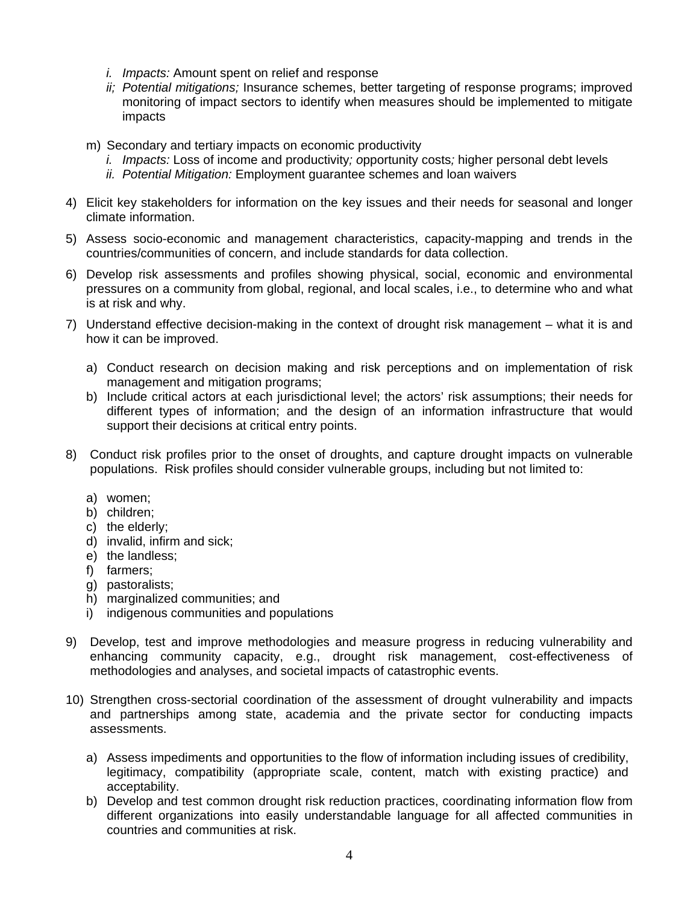i. *Impacts:* Amount spent on relief and response
ii. *Potential mitigations;* Insurance schemes, better targeting of response programs; improved monitoring of impact sectors to identify when measures should be implemented to mitigate impacts

m) Secondary and tertiary impacts on economic productivity
   i. *Impacts:* Loss of income and productivity*; o*pportunity costs*;* higher personal debt levels
   ii. *Potential Mitigation:* Employment guarantee schemes and loan waivers

4) Elicit key stakeholders for information on the key issues and their needs for seasonal and longer climate information.

5) Assess socio-economic and management characteristics, capacity-mapping and trends in the countries/communities of concern, and include standards for data collection.

6) Develop risk assessments and profiles showing physical, social, economic and environmental pressures on a community from global, regional, and local scales, i.e., to determine who and what is at risk and why.

7) Understand effective decision-making in the context of drought risk management – what it is and how it can be improved.

   a) Conduct research on decision making and risk perceptions and on implementation of risk management and mitigation programs;
   b) Include critical actors at each jurisdictional level; the actors' risk assumptions; their needs for different types of information; and the design of an information infrastructure that would support their decisions at critical entry points.

8) Conduct risk profiles prior to the onset of droughts, and capture drought impacts on vulnerable populations. Risk profiles should consider vulnerable groups, including but not limited to:

   a) women;
   b) children;
   c) the elderly;
   d) invalid, infirm and sick;
   e) the landless;
   f) farmers;
   g) pastoralists;
   h) marginalized communities; and
   i) indigenous communities and populations

9) Develop, test and improve methodologies and measure progress in reducing vulnerability and enhancing community capacity, e.g., drought risk management, cost-effectiveness of methodologies and analyses, and societal impacts of catastrophic events.

10) Strengthen cross-sectorial coordination of the assessment of drought vulnerability and impacts and partnerships among state, academia and the private sector for conducting impacts assessments.

   a) Assess impediments and opportunities to the flow of information including issues of credibility, legitimacy, compatibility (appropriate scale, content, match with existing practice) and acceptability.
   b) Develop and test common drought risk reduction practices, coordinating information flow from different organizations into easily understandable language for all affected communities in countries and communities at risk.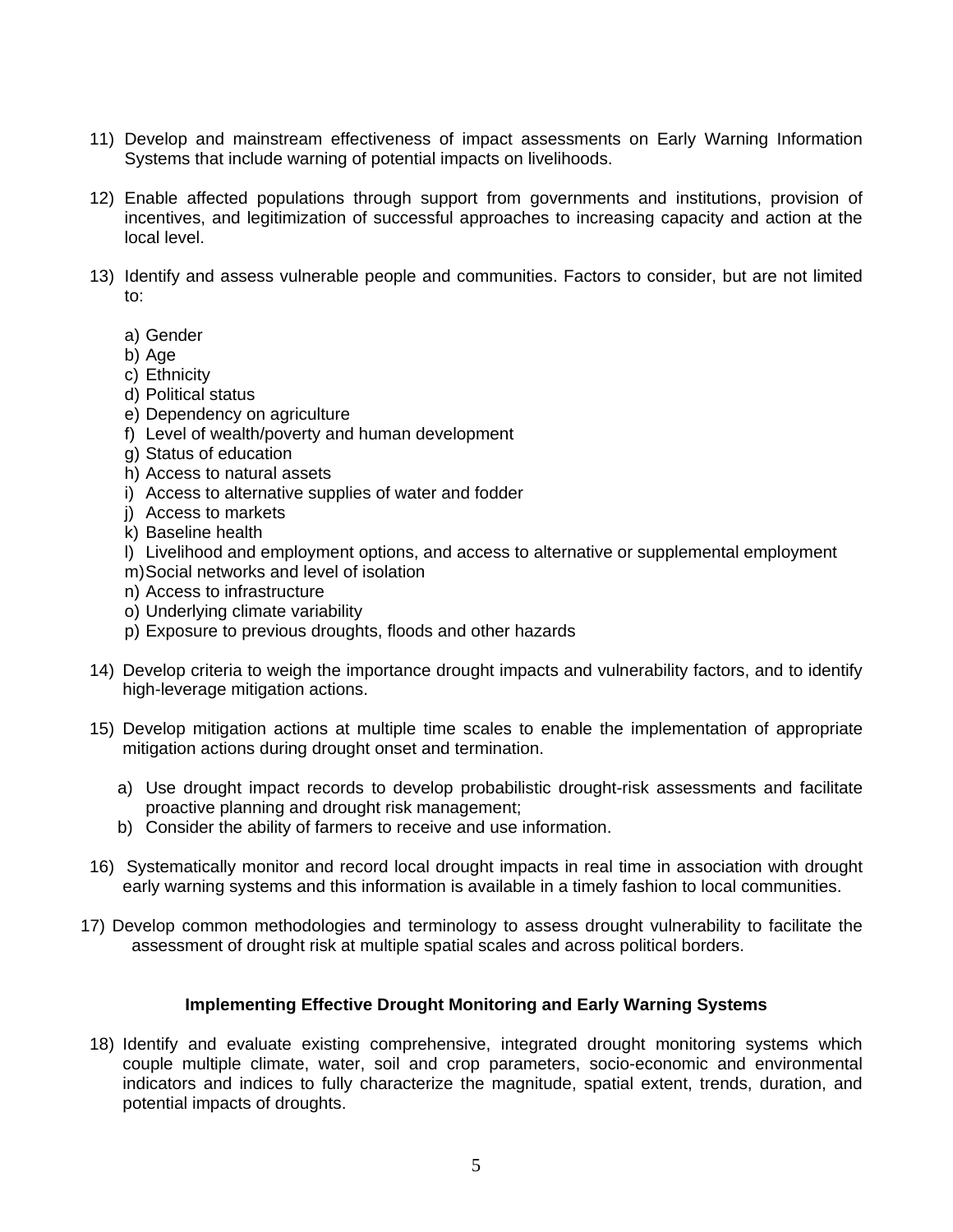11) Develop and mainstream effectiveness of impact assessments on Early Warning Information Systems that include warning of potential impacts on livelihoods.

12) Enable affected populations through support from governments and institutions, provision of incentives, and legitimization of successful approaches to increasing capacity and action at the local level.

13) Identify and assess vulnerable people and communities. Factors to consider, but are not limited to:

    a) Gender
    b) Age
    c) Ethnicity
    d) Political status
    e) Dependency on agriculture
    f) Level of wealth/poverty and human development
    g) Status of education
    h) Access to natural assets
    i) Access to alternative supplies of water and fodder
    j) Access to markets
    k) Baseline health
    l) Livelihood and employment options, and access to alternative or supplemental employment
    m) Social networks and level of isolation
    n) Access to infrastructure
    o) Underlying climate variability
    p) Exposure to previous droughts, floods and other hazards

14) Develop criteria to weigh the importance drought impacts and vulnerability factors, and to identify high-leverage mitigation actions.

15) Develop mitigation actions at multiple time scales to enable the implementation of appropriate mitigation actions during drought onset and termination.

    a) Use drought impact records to develop probabilistic drought-risk assessments and facilitate proactive planning and drought risk management;
    b) Consider the ability of farmers to receive and use information.

16) Systematically monitor and record local drought impacts in real time in association with drought early warning systems and this information is available in a timely fashion to local communities.

17) Develop common methodologies and terminology to assess drought vulnerability to facilitate the assessment of drought risk at multiple spatial scales and across political borders.

**Implementing Effective Drought Monitoring and Early Warning Systems**

18) Identify and evaluate existing comprehensive, integrated drought monitoring systems which couple multiple climate, water, soil and crop parameters, socio-economic and environmental indicators and indices to fully characterize the magnitude, spatial extent, trends, duration, and potential impacts of droughts.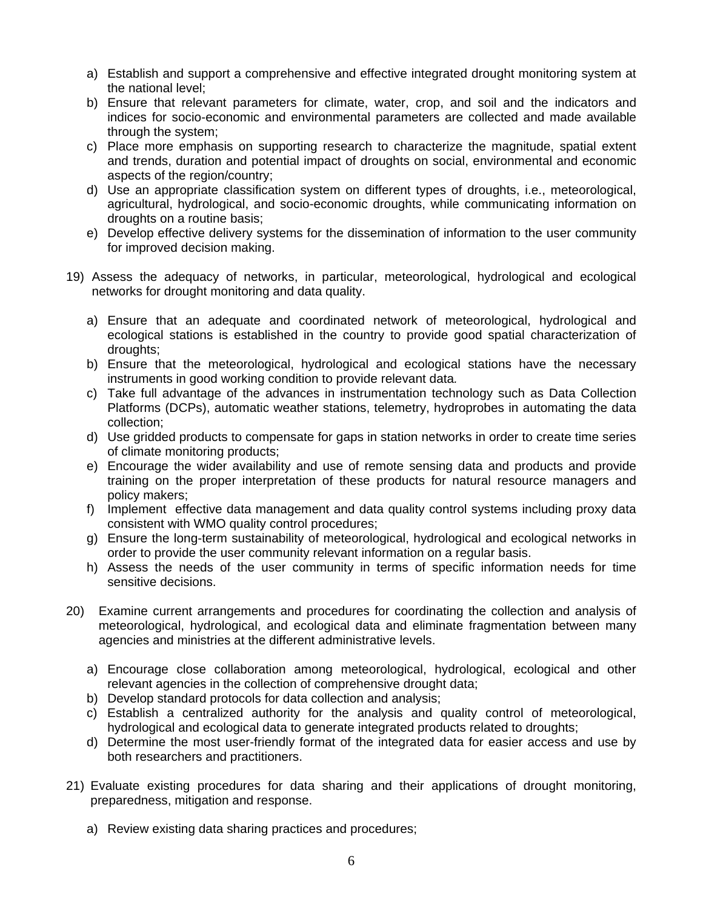a) Establish and support a comprehensive and effective integrated drought monitoring system at the national level;
b) Ensure that relevant parameters for climate, water, crop, and soil and the indicators and indices for socio-economic and environmental parameters are collected and made available through the system;
c) Place more emphasis on supporting research to characterize the magnitude, spatial extent and trends, duration and potential impact of droughts on social, environmental and economic aspects of the region/country;
d) Use an appropriate classification system on different types of droughts, i.e., meteorological, agricultural, hydrological, and socio-economic droughts, while communicating information on droughts on a routine basis;
e) Develop effective delivery systems for the dissemination of information to the user community for improved decision making.

19) Assess the adequacy of networks, in particular, meteorological, hydrological and ecological networks for drought monitoring and data quality.

a) Ensure that an adequate and coordinated network of meteorological, hydrological and ecological stations is established in the country to provide good spatial characterization of droughts;
b) Ensure that the meteorological, hydrological and ecological stations have the necessary instruments in good working condition to provide relevant data.
c) Take full advantage of the advances in instrumentation technology such as Data Collection Platforms (DCPs), automatic weather stations, telemetry, hydroprobes in automating the data collection;
d) Use gridded products to compensate for gaps in station networks in order to create time series of climate monitoring products;
e) Encourage the wider availability and use of remote sensing data and products and provide training on the proper interpretation of these products for natural resource managers and policy makers;
f) Implement effective data management and data quality control systems including proxy data consistent with WMO quality control procedures;
g) Ensure the long-term sustainability of meteorological, hydrological and ecological networks in order to provide the user community relevant information on a regular basis.
h) Assess the needs of the user community in terms of specific information needs for time sensitive decisions.

20) Examine current arrangements and procedures for coordinating the collection and analysis of meteorological, hydrological, and ecological data and eliminate fragmentation between many agencies and ministries at the different administrative levels.

a) Encourage close collaboration among meteorological, hydrological, ecological and other relevant agencies in the collection of comprehensive drought data;
b) Develop standard protocols for data collection and analysis;
c) Establish a centralized authority for the analysis and quality control of meteorological, hydrological and ecological data to generate integrated products related to droughts;
d) Determine the most user-friendly format of the integrated data for easier access and use by both researchers and practitioners.

21) Evaluate existing procedures for data sharing and their applications of drought monitoring, preparedness, mitigation and response.

a) Review existing data sharing practices and procedures;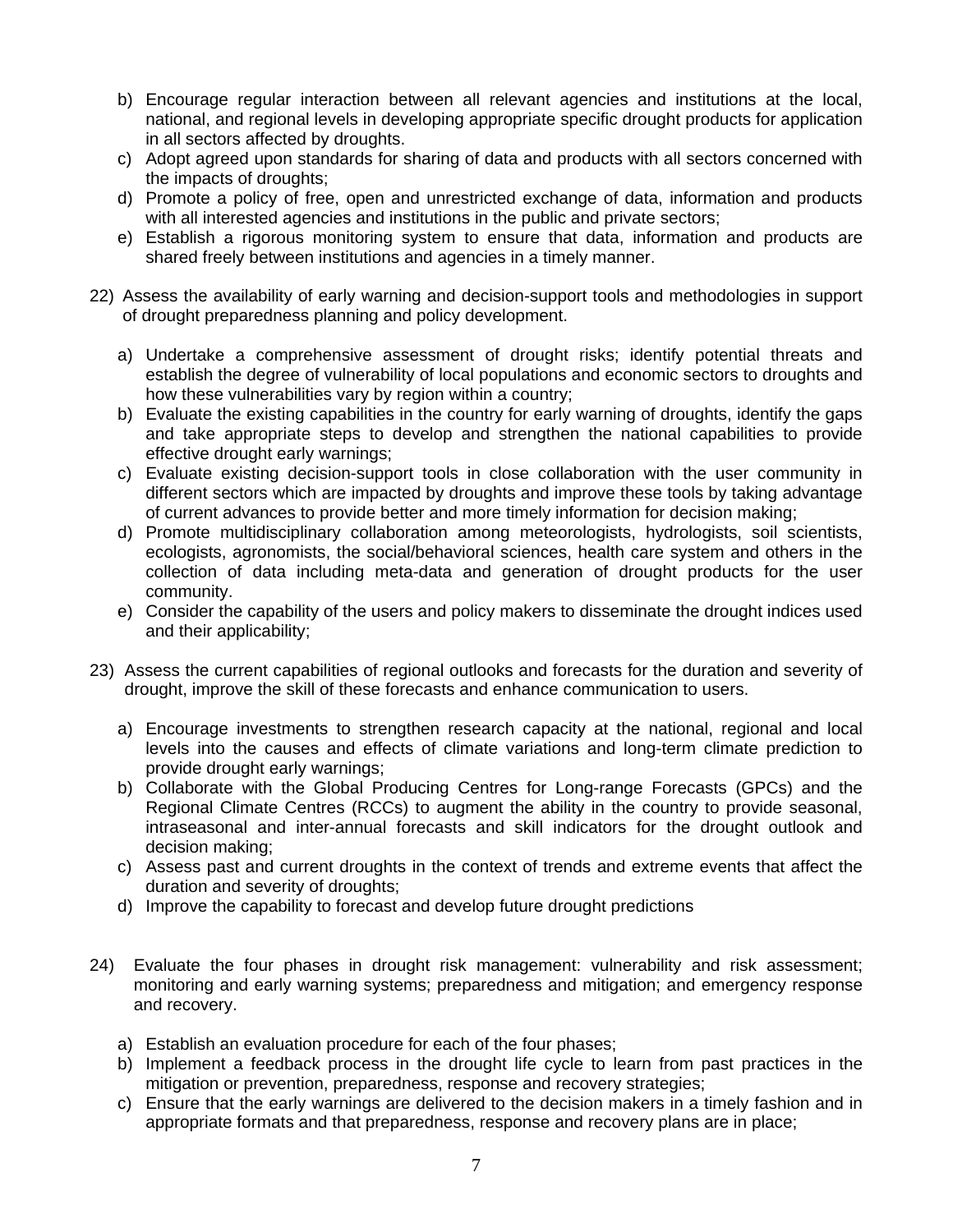b) Encourage regular interaction between all relevant agencies and institutions at the local, national, and regional levels in developing appropriate specific drought products for application in all sectors affected by droughts.
c) Adopt agreed upon standards for sharing of data and products with all sectors concerned with the impacts of droughts;
d) Promote a policy of free, open and unrestricted exchange of data, information and products with all interested agencies and institutions in the public and private sectors;
e) Establish a rigorous monitoring system to ensure that data, information and products are shared freely between institutions and agencies in a timely manner.

22) Assess the availability of early warning and decision-support tools and methodologies in support of drought preparedness planning and policy development.

a) Undertake a comprehensive assessment of drought risks; identify potential threats and establish the degree of vulnerability of local populations and economic sectors to droughts and how these vulnerabilities vary by region within a country;
b) Evaluate the existing capabilities in the country for early warning of droughts, identify the gaps and take appropriate steps to develop and strengthen the national capabilities to provide effective drought early warnings;
c) Evaluate existing decision-support tools in close collaboration with the user community in different sectors which are impacted by droughts and improve these tools by taking advantage of current advances to provide better and more timely information for decision making;
d) Promote multidisciplinary collaboration among meteorologists, hydrologists, soil scientists, ecologists, agronomists, the social/behavioral sciences, health care system and others in the collection of data including meta-data and generation of drought products for the user community.
e) Consider the capability of the users and policy makers to disseminate the drought indices used and their applicability;

23) Assess the current capabilities of regional outlooks and forecasts for the duration and severity of drought, improve the skill of these forecasts and enhance communication to users.

a) Encourage investments to strengthen research capacity at the national, regional and local levels into the causes and effects of climate variations and long-term climate prediction to provide drought early warnings;
b) Collaborate with the Global Producing Centres for Long-range Forecasts (GPCs) and the Regional Climate Centres (RCCs) to augment the ability in the country to provide seasonal, intraseasonal and inter-annual forecasts and skill indicators for the drought outlook and decision making;
c) Assess past and current droughts in the context of trends and extreme events that affect the duration and severity of droughts;
d) Improve the capability to forecast and develop future drought predictions

24) Evaluate the four phases in drought risk management: vulnerability and risk assessment; monitoring and early warning systems; preparedness and mitigation; and emergency response and recovery.

a) Establish an evaluation procedure for each of the four phases;
b) Implement a feedback process in the drought life cycle to learn from past practices in the mitigation or prevention, preparedness, response and recovery strategies;
c) Ensure that the early warnings are delivered to the decision makers in a timely fashion and in appropriate formats and that preparedness, response and recovery plans are in place;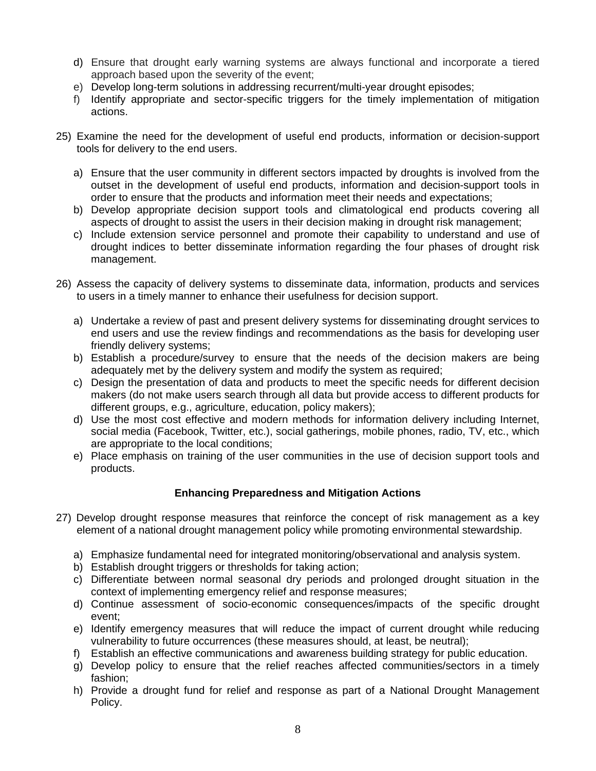d) Ensure that drought early warning systems are always functional and incorporate a tiered approach based upon the severity of the event;
e) Develop long-term solutions in addressing recurrent/multi-year drought episodes;
f) Identify appropriate and sector-specific triggers for the timely implementation of mitigation actions.

25) Examine the need for the development of useful end products, information or decision-support tools for delivery to the end users.

a) Ensure that the user community in different sectors impacted by droughts is involved from the outset in the development of useful end products, information and decision-support tools in order to ensure that the products and information meet their needs and expectations;
b) Develop appropriate decision support tools and climatological end products covering all aspects of drought to assist the users in their decision making in drought risk management;
c) Include extension service personnel and promote their capability to understand and use of drought indices to better disseminate information regarding the four phases of drought risk management.

26) Assess the capacity of delivery systems to disseminate data, information, products and services to users in a timely manner to enhance their usefulness for decision support.

a) Undertake a review of past and present delivery systems for disseminating drought services to end users and use the review findings and recommendations as the basis for developing user friendly delivery systems;
b) Establish a procedure/survey to ensure that the needs of the decision makers are being adequately met by the delivery system and modify the system as required;
c) Design the presentation of data and products to meet the specific needs for different decision makers (do not make users search through all data but provide access to different products for different groups, e.g., agriculture, education, policy makers);
d) Use the most cost effective and modern methods for information delivery including Internet, social media (Facebook, Twitter, etc.), social gatherings, mobile phones, radio, TV, etc., which are appropriate to the local conditions;
e) Place emphasis on training of the user communities in the use of decision support tools and products.

**Enhancing Preparedness and Mitigation Actions**

27) Develop drought response measures that reinforce the concept of risk management as a key element of a national drought management policy while promoting environmental stewardship.

a) Emphasize fundamental need for integrated monitoring/observational and analysis system.
b) Establish drought triggers or thresholds for taking action;
c) Differentiate between normal seasonal dry periods and prolonged drought situation in the context of implementing emergency relief and response measures;
d) Continue assessment of socio-economic consequences/impacts of the specific drought event;
e) Identify emergency measures that will reduce the impact of current drought while reducing vulnerability to future occurrences (these measures should, at least, be neutral);
f) Establish an effective communications and awareness building strategy for public education.
g) Develop policy to ensure that the relief reaches affected communities/sectors in a timely fashion;
h) Provide a drought fund for relief and response as part of a National Drought Management Policy.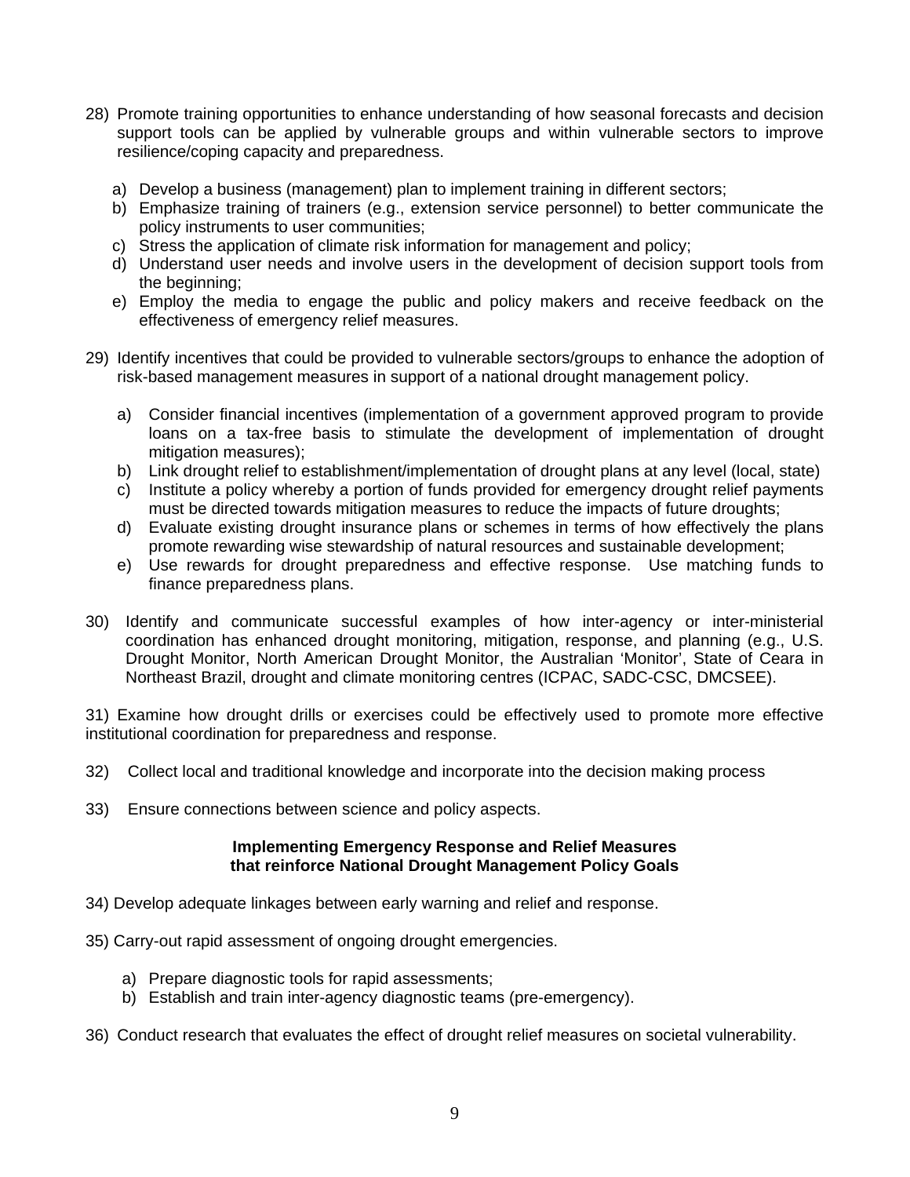28) Promote training opportunities to enhance understanding of how seasonal forecasts and decision support tools can be applied by vulnerable groups and within vulnerable sectors to improve resilience/coping capacity and preparedness.

    a) Develop a business (management) plan to implement training in different sectors;
    b) Emphasize training of trainers (e.g., extension service personnel) to better communicate the policy instruments to user communities;
    c) Stress the application of climate risk information for management and policy;
    d) Understand user needs and involve users in the development of decision support tools from the beginning;
    e) Employ the media to engage the public and policy makers and receive feedback on the effectiveness of emergency relief measures.

29) Identify incentives that could be provided to vulnerable sectors/groups to enhance the adoption of risk-based management measures in support of a national drought management policy.

    a) Consider financial incentives (implementation of a government approved program to provide loans on a tax-free basis to stimulate the development of implementation of drought mitigation measures);
    b) Link drought relief to establishment/implementation of drought plans at any level (local, state)
    c) Institute a policy whereby a portion of funds provided for emergency drought relief payments must be directed towards mitigation measures to reduce the impacts of future droughts;
    d) Evaluate existing drought insurance plans or schemes in terms of how effectively the plans promote rewarding wise stewardship of natural resources and sustainable development;
    e) Use rewards for drought preparedness and effective response. Use matching funds to finance preparedness plans.

30) Identify and communicate successful examples of how inter-agency or inter-ministerial coordination has enhanced drought monitoring, mitigation, response, and planning (e.g., U.S. Drought Monitor, North American Drought Monitor, the Australian 'Monitor', State of Ceara in Northeast Brazil, drought and climate monitoring centres (ICPAC, SADC-CSC, DMCSEE).

31) Examine how drought drills or exercises could be effectively used to promote more effective institutional coordination for preparedness and response.

32) Collect local and traditional knowledge and incorporate into the decision making process

33) Ensure connections between science and policy aspects.

### Implementing Emergency Response and Relief Measures that reinforce National Drought Management Policy Goals

34) Develop adequate linkages between early warning and relief and response.

35) Carry-out rapid assessment of ongoing drought emergencies.

    a) Prepare diagnostic tools for rapid assessments;
    b) Establish and train inter-agency diagnostic teams (pre-emergency).

36) Conduct research that evaluates the effect of drought relief measures on societal vulnerability.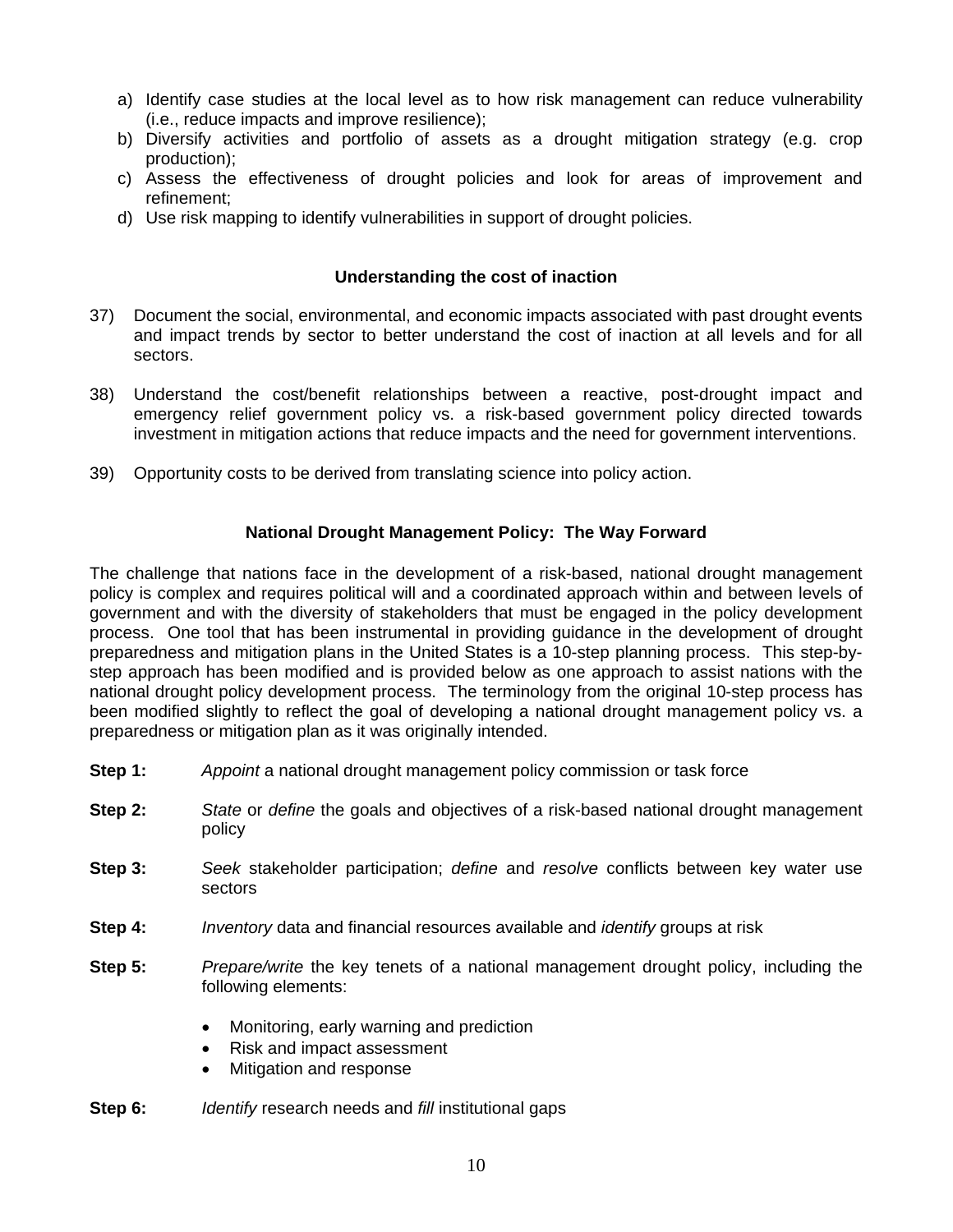a) Identify case studies at the local level as to how risk management can reduce vulnerability (i.e., reduce impacts and improve resilience);
b) Diversify activities and portfolio of assets as a drought mitigation strategy (e.g. crop production);
c) Assess the effectiveness of drought policies and look for areas of improvement and refinement;
d) Use risk mapping to identify vulnerabilities in support of drought policies.

**Understanding the cost of inaction**

37) Document the social, environmental, and economic impacts associated with past drought events and impact trends by sector to better understand the cost of inaction at all levels and for all sectors.

38) Understand the cost/benefit relationships between a reactive, post-drought impact and emergency relief government policy vs. a risk-based government policy directed towards investment in mitigation actions that reduce impacts and the need for government interventions.

39) Opportunity costs to be derived from translating science into policy action.

**National Drought Management Policy: The Way Forward**

The challenge that nations face in the development of a risk-based, national drought management policy is complex and requires political will and a coordinated approach within and between levels of government and with the diversity of stakeholders that must be engaged in the policy development process. One tool that has been instrumental in providing guidance in the development of drought preparedness and mitigation plans in the United States is a 10-step planning process. This step-by-step approach has been modified and is provided below as one approach to assist nations with the national drought policy development process. The terminology from the original 10-step process has been modified slightly to reflect the goal of developing a national drought management policy vs. a preparedness or mitigation plan as it was originally intended.

**Step 1:** *Appoint* a national drought management policy commission or task force

**Step 2:** *State* or *define* the goals and objectives of a risk-based national drought management policy

**Step 3:** *Seek* stakeholder participation; *define* and *resolve* conflicts between key water use sectors

**Step 4:** *Inventory* data and financial resources available and *identify* groups at risk

**Step 5:** *Prepare/write* the key tenets of a national management drought policy, including the following elements:

- Monitoring, early warning and prediction
- Risk and impact assessment
- Mitigation and response

**Step 6:** *Identify* research needs and *fill* institutional gaps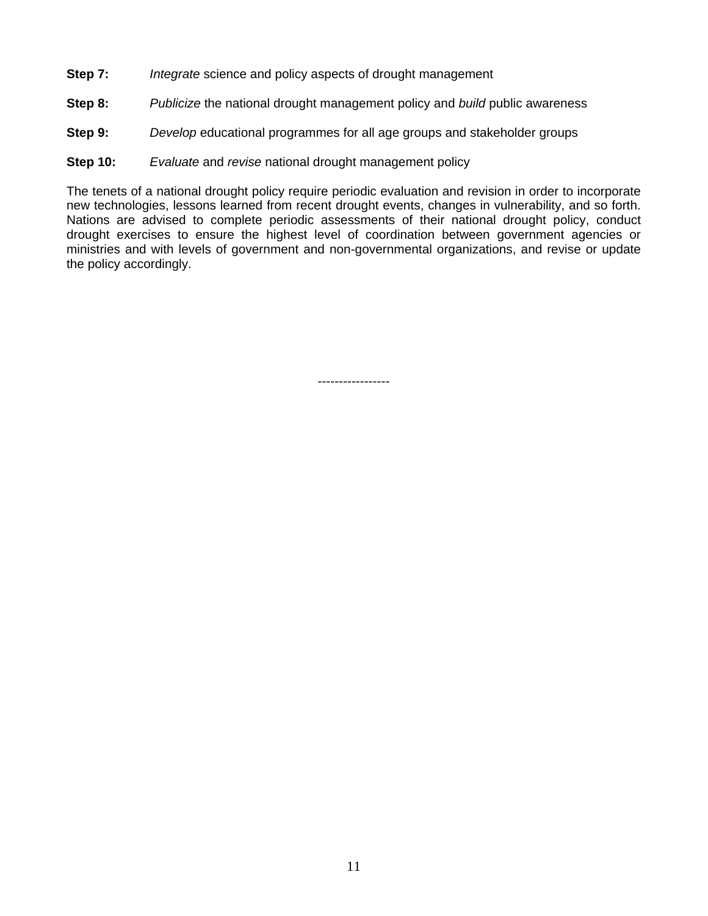**Step 7:** *Integrate* science and policy aspects of drought management

**Step 8:** *Publicize* the national drought management policy and *build* public awareness

**Step 9:** *Develop* educational programmes for all age groups and stakeholder groups

**Step 10:** *Evaluate* and *revise* national drought management policy

The tenets of a national drought policy require periodic evaluation and revision in order to incorporate new technologies, lessons learned from recent drought events, changes in vulnerability, and so forth. Nations are advised to complete periodic assessments of their national drought policy, conduct drought exercises to ensure the highest level of coordination between government agencies or ministries and with levels of government and non-governmental organizations, and revise or update the policy accordingly.

-----------------